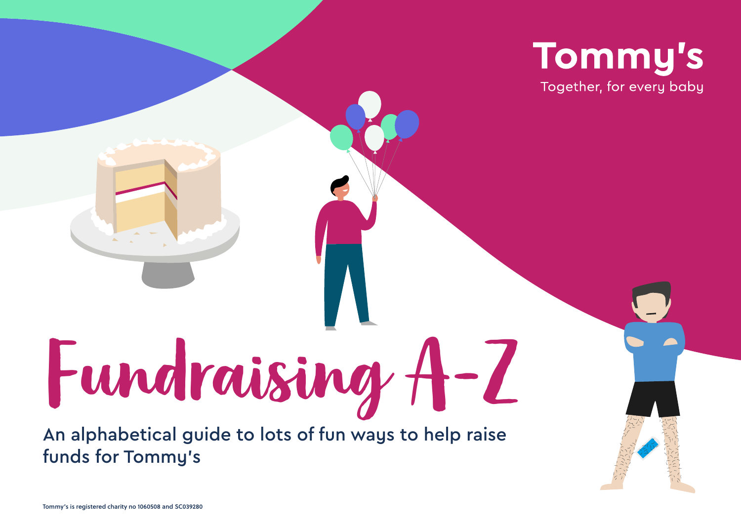Tommy's

Together, for every baby

# Fundraising A-Z

An alphabetical guide to lots of fun ways to help raise funds for Tommy's

Tommy's is registered charity no 1060508 and SC039280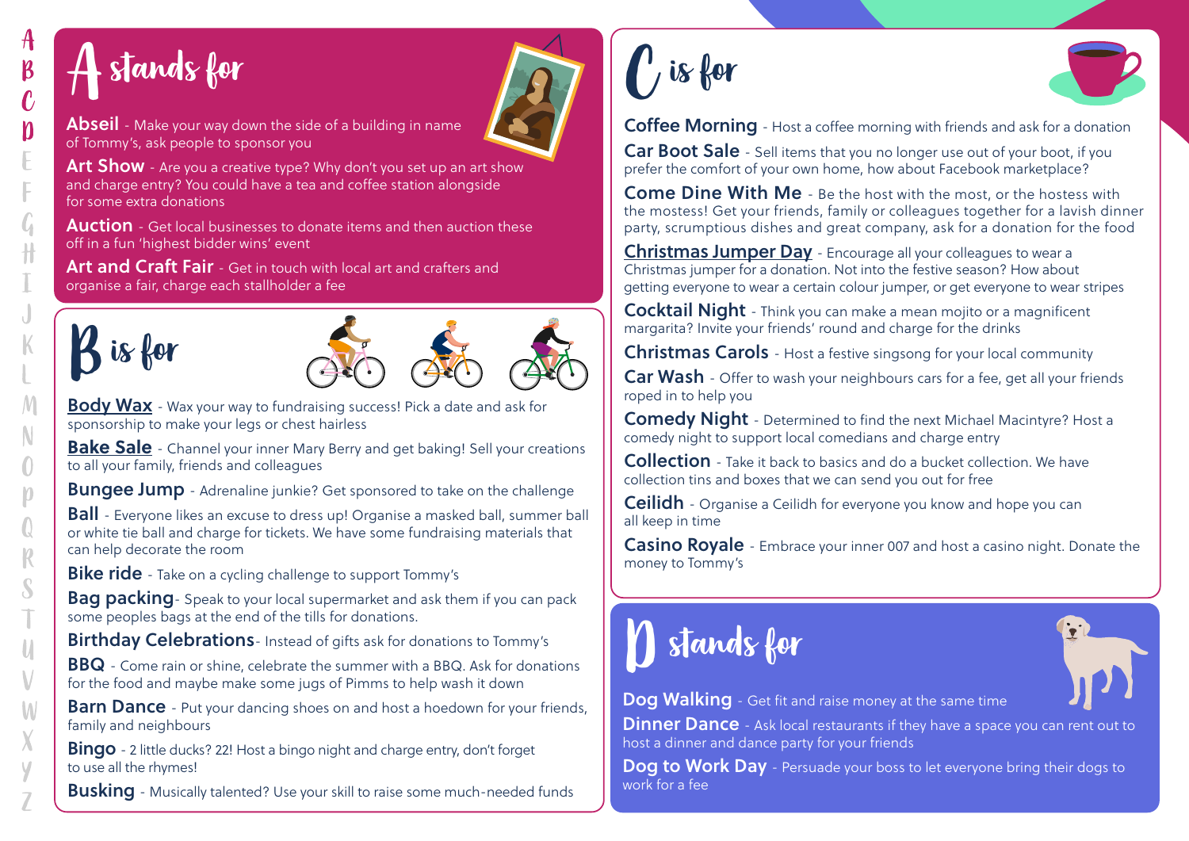## A stands for

**Abseil** - Make your way down the side of a building in name of Tommy's, ask people to sponsor you

**Art Show** - Are you a creative type? Why don't you set up an art show and charge entry? You could have a tea and coffee station alongside for some extra donations

**Auction** - Get local businesses to donate items and then auction these off in a fun 'highest bidder wins' event

**Art and Craft Fair** - Get in touch with local art and crafters and organise a fair, charge each stallholder a fee

## B is for

**Body Wax** - Wax your way to fundraising success! Pick a date and ask for sponsorship to make your legs or chest hairless

**Bake Sale** - Channel your inner Mary Berry and get baking! Sell your creations to all your family, friends and colleagues

**Bungee Jump** - Adrenaline junkie? Get sponsored to take on the challenge

**Ball** - Everyone likes an excuse to dress up! Organise a masked ball, summer ball or white tie ball and charge for tickets. We have some fundraising materials that can help decorate the room

**Bike ride** - Take on a cycling challenge to support Tommy's

**Bag packing**- Speak to your local supermarket and ask them if you can pack some peoples bags at the end of the tills for donations.

**Birthday Celebrations**- Instead of gifts ask for donations to Tommy's

**BBQ** - Come rain or shine, celebrate the summer with a BBQ. Ask for donations for the food and maybe make some jugs of Pimms to help wash it down

**Barn Dance** - Put your dancing shoes on and host a hoedown for your friends, family and neighbours

**Bingo** - 2 little ducks? 22! Host a bingo night and charge entry, don't forget to use all the rhymes!

**Busking** - Musically talented? Use your skill to raise some much-needed funds

## C is for

**Coffee Morning** - Host a coffee morning with friends and ask for a donation

**Car Boot Sale** - Sell items that you no longer use out of your boot, if you prefer the comfort of your own home, how about Facebook marketplace?

**Come Dine With Me** - Be the host with the most, or the hostess with the mostess! Get your friends, family or colleagues together for a lavish dinner party, scrumptious dishes and great company, ask for a donation for the food

**Christmas Jumper Day** - Encourage all your colleagues to wear a Christmas jumper for a donation. Not into the festive season? How about getting everyone to wear a certain colour jumper, or get everyone to wear stripes

**Cocktail Night** - Think you can make a mean mojito or a magnificent margarita? Invite your friends' round and charge for the drinks

**Christmas Carols** - Host a festive singsong for your local community

**Car Wash** - Offer to wash your neighbours cars for a fee, get all your friends roped in to help you

**Comedy Night** - Determined to find the next Michael Macintyre? Host a comedy night to support local comedians and charge entry

**Collection** - Take it back to basics and do a bucket collection. We have collection tins and boxes that we can send you out for free

**Ceilidh** - Organise a Ceilidh for everyone you know and hope you can all keep in time

**Casino Royale** - Embrace your inner 007 and host a casino night. Donate the money to Tommy's

## D stands for

**Dog Walking** - Get fit and raise money at the same time

**Dinner Dance** - Ask local restaurants if they have a space you can rent out to host a dinner and dance party for your friends

**Dog to Work Day** - Persuade your boss to let everyone bring their dogs to work for a fee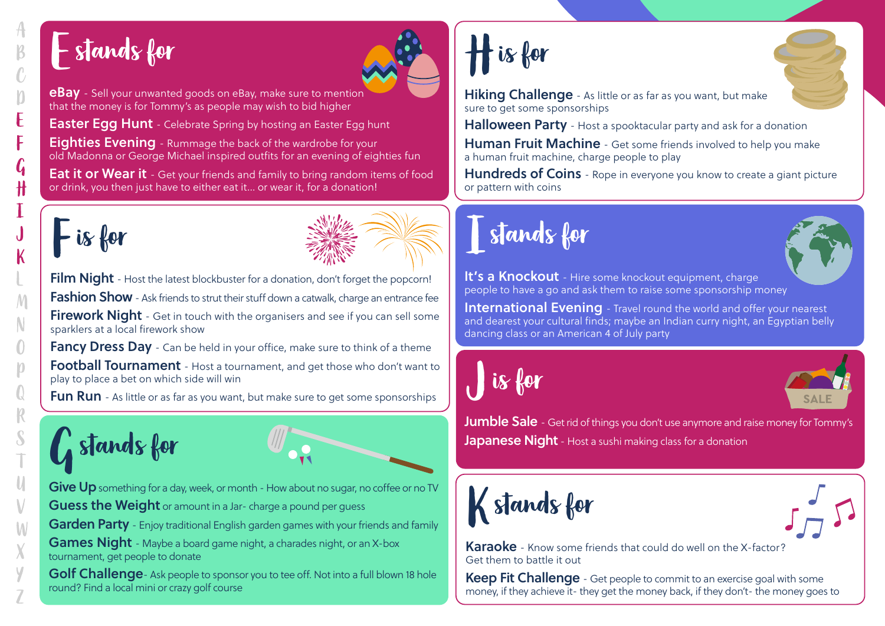## E stands for

**eBay** - Sell your unwanted goods on eBay, make sure to mention that the money is for Tommy's as people may wish to bid higher

**Easter Egg Hunt** - Celebrate Spring by hosting an Easter Egg hunt

**Eighties Evening** - Rummage the back of the wardrobe for your old Madonna or George Michael inspired outfits for an evening of eighties fun

**Eat it or Wear it** - Get your friends and family to bring random items of food or drink, you then just have to either eat it... or wear it, for a donation!

## F is for

**Film Night** - Host the latest blockbuster for a donation, don't forget the popcorn!

**Fashion Show** - Ask friends to strut their stuff down a catwalk, charge an entrance fee

**Firework Night** - Get in touch with the organisers and see if you can sell some sparklers at a local firework show

**Fancy Dress Day** - Can be held in your office, make sure to think of a theme

**Football Tournament** - Host a tournament, and get those who don't want to play to place a bet on which side will win

**Fun Run** - As little or as far as you want, but make sure to get some sponsorships

## G stands for

**Give Up** something for a day, week, or month - How about no sugar, no coffee or no TV

**Guess the Weight** or amount in a Jar- charge a pound per guess

**Garden Party** - Enjoy traditional English garden games with your friends and family

**Games Night** - Maybe a board game night, a charades night, or an X-box tournament, get people to donate

**Golf Challenge**- Ask people to sponsor you to tee off. Not into a full blown 18 hole round? Find a local mini or crazy golf course

## H is for

**Hiking Challenge** - As little or as far as you want, but make sure to get some sponsorships

**Halloween Party** - Host a spooktacular party and ask for a donation

**Human Fruit Machine** - Get some friends involved to help you make a human fruit machine, charge people to play

**Hundreds of Coins** - Rope in everyone you know to create a giant picture or pattern with coins

## I stands for

**It's a Knockout** - Hire some knockout equipment, charge people to have a go and ask them to raise some sponsorship money

**International Evening** - Travel round the world and offer your nearest and dearest your cultural finds; maybe an Indian curry night, an Egyptian belly dancing class or an American 4 of July party

## J is for

**Jumble Sale** - Get rid of things you don't use anymore and raise money for Tommy's

**Japanese Night** - Host a sushi making class for a donation

## K stands for

**Karaoke** - Know some friends that could do well on the X-factor? Get them to battle it out

**Keep Fit Challenge** - Get people to commit to an exercise goal with some money, if they achieve it- they get the money back, if they don't- the money goes to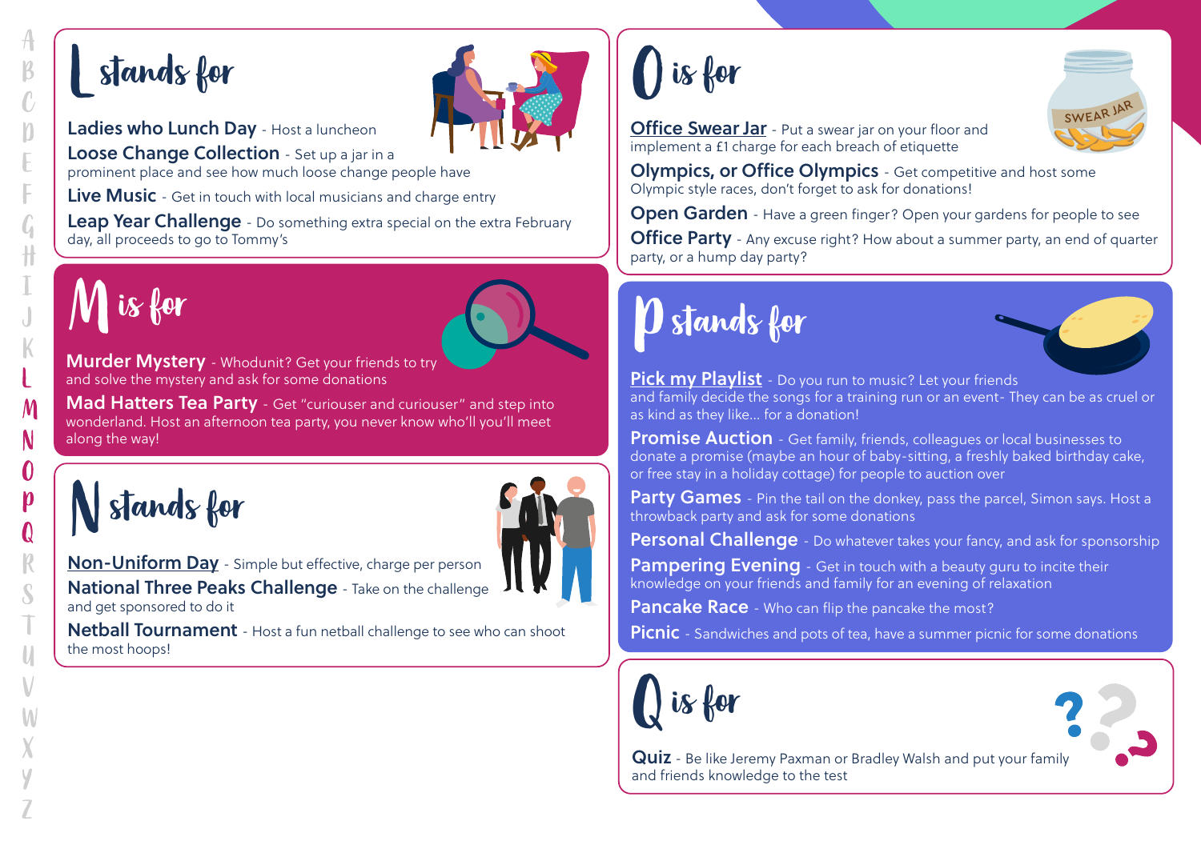## L stands for

**Ladies who Lunch Day** - Host a luncheon

**Loose Change Collection** - Set up a jar in a prominent place and see how much loose change people have

**Live Music** - Get in touch with local musicians and charge entry

**Leap Year Challenge** - Do something extra special on the extra February day, all proceeds to go to Tommy's

## M is for

**Murder Mystery** - Whodunit? Get your friends to try and solve the mystery and ask for some donations

**Mad Hatters Tea Party** - Get "curiouser and curiouser" and step into wonderland. Host an afternoon tea party, you never know who'll you'll meet along the way!

## N stands for

**Non-Uniform Day** - Simple but effective, charge per person

**National Three Peaks Challenge** - Take on the challenge and get sponsored to do it

**Netball Tournament** - Host a fun netball challenge to see who can shoot the most hoops!

## O is for

**Office Swear Jar** - Put a swear jar on your floor and implement a £1 charge for each breach of etiquette

**Olympics, or Office Olympics** - Get competitive and host some Olympic style races, don't forget to ask for donations!

**Open Garden** - Have a green finger? Open your gardens for people to see

**Office Party** - Any excuse right? How about a summer party, an end of quarter party, or a hump day party?

## P stands for

**Pick my Playlist** - Do you run to music? Let your friends and family decide the songs for a training run or an event- They can be as cruel or as kind as they like... for a donation!

**Promise Auction** - Get family, friends, colleagues or local businesses to donate a promise (maybe an hour of baby-sitting, a freshly baked birthday cake, or free stay in a holiday cottage) for people to auction over

**Party Games** - Pin the tail on the donkey, pass the parcel, Simon says. Host a throwback party and ask for some donations

**Personal Challenge** - Do whatever takes your fancy, and ask for sponsorship

**Pampering Evening** - Get in touch with a beauty guru to incite their knowledge on your friends and family for an evening of relaxation

**Pancake Race** - Who can flip the pancake the most?

**Picnic** - Sandwiches and pots of tea, have a summer picnic for some donations

## Q is for

**Quiz** - Be like Jeremy Paxman or Bradley Walsh and put your family and friends knowledge to the test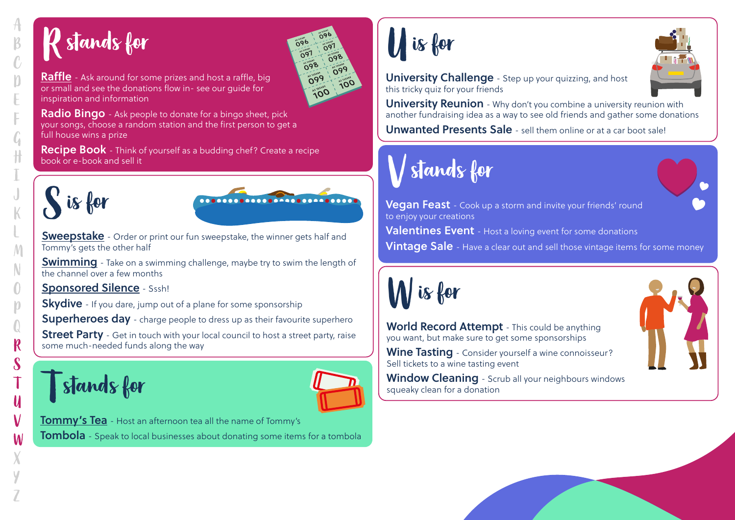## R stands for

**Raffle** - Ask around for some prizes and host a raffle, big or small and see the donations flow in- see our guide for inspiration and information

**Radio Bingo** - Ask people to donate for a bingo sheet, pick your songs, choose a random station and the first person to get a full house wins a prize

**Recipe Book** - Think of yourself as a budding chef? Create a recipe book or e-book and sell it

## S is for

**Sweepstake** - Order or print our fun sweepstake, the winner gets half and Tommy's gets the other half

**Swimming** - Take on a swimming challenge, maybe try to swim the length of the channel over a few months

**Sponsored Silence** - Sssh!

**Skydive** - If you dare, jump out of a plane for some sponsorship

**Superheroes day** - charge people to dress up as their favourite superhero

**Street Party** - Get in touch with your local council to host a street party, raise some much-needed funds along the way

## T stands for

**Tommy's Tea** - Host an afternoon tea all the name of Tommy's

**Tombola** - Speak to local businesses about donating some items for a tombola

## U is for

**University Challenge** - Step up your quizzing, and host this tricky quiz for your friends

**University Reunion** - Why don't you combine a university reunion with another fundraising idea as a way to see old friends and gather some donations

**Unwanted Presents Sale** - sell them online or at a car boot sale!

## V stands for

**Vegan Feast** - Cook up a storm and invite your friends' round to enjoy your creations

**Valentines Event** - Host a loving event for some donations

**Vintage Sale** - Have a clear out and sell those vintage items for some money

## W is for

**World Record Attempt** - This could be anything you want, but make sure to get some sponsorships

**Wine Tasting** - Consider yourself a wine connoisseur? Sell tickets to a wine tasting event

**Window Cleaning** - Scrub all your neighbours windows squeaky clean for a donation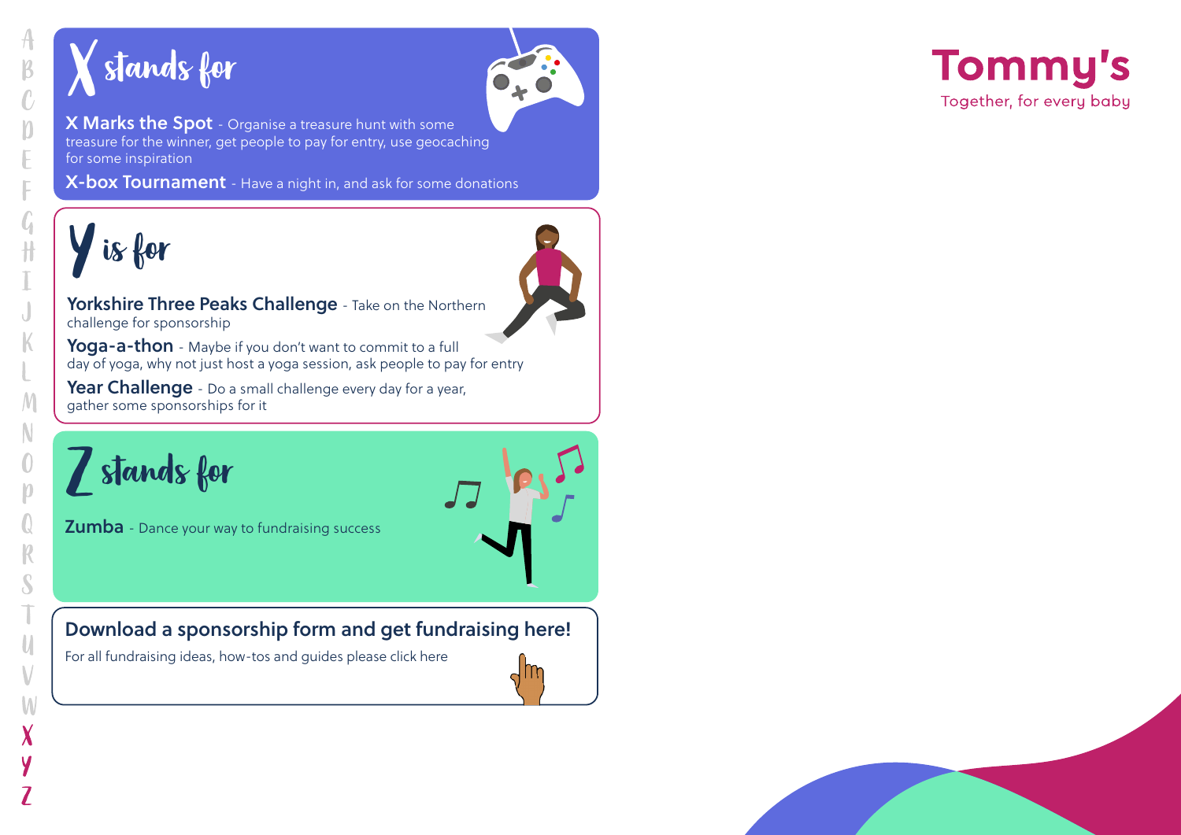## X stands for

**X Marks the Spot** - Organise a treasure hunt with some treasure for the winner, get people to pay for entry, use geocaching for some inspiration

**X-box Tournament** - Have a night in, and ask for some donations

## Y is for

**Yorkshire Three Peaks Challenge** - Take on the Northern challenge for sponsorship

**Yoga-a-thon** - Maybe if you don't want to commit to a full day of yoga, why not just host a yoga session, ask people to pay for entry

**Year Challenge** - Do a small challenge every day for a year, gather some sponsorships for it

## Z stands for

**Zumba** - Dance your way to fundraising success

## Download a sponsorship form and get fundraising here!

For all fundraising ideas, how-tos and guides please click here

**Tommy's**
Together, for every baby